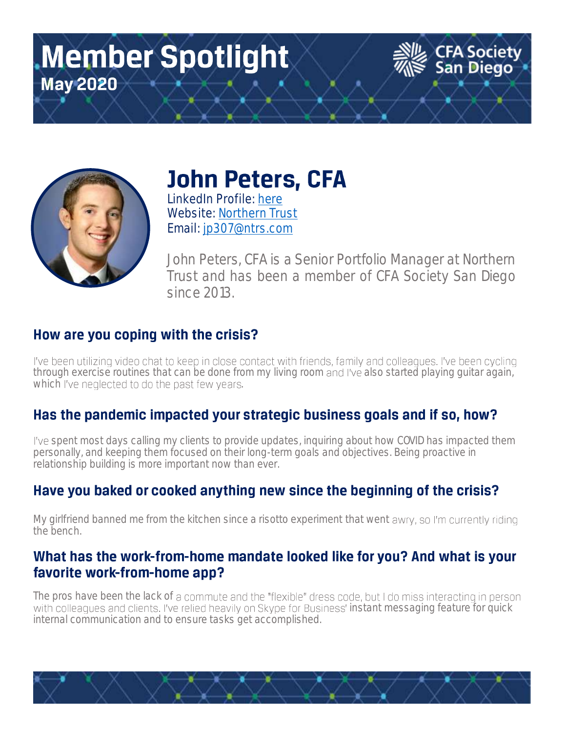# Member Spotlight

**May 2020**

CFA Society San Diego

## John Peters, CFA

LinkedIn Profile: here
Website: Northern Trust
Email: jp307@ntrs.com

John Peters, CFA is a Senior Portfolio Manager at Northern Trust and has been a member of CFA Society San Diego since 2013.

### How are you coping with the crisis?

I've been utilizing video chat to keep in close contact with friends, family and colleagues. I've been cycling through exercise routines that can be done from my living room and I've also started playing guitar again, which I've neglected to do the past few years.

### Has the pandemic impacted your strategic business goals and if so, how?

I've spent most days calling my clients to provide updates, inquiring about how COVID has impacted them personally, and keeping them focused on their long-term goals and objectives. Being proactive in relationship building is more important now than ever.

### Have you baked or cooked anything new since the beginning of the crisis?

My girlfriend banned me from the kitchen since a risotto experiment that went awry, so I'm currently riding the bench.

### What has the work-from-home mandate looked like for you? And what is your favorite work-from-home app?

The pros have been the lack of a commute and the "flexible" dress code, but I do miss interacting in person with colleagues and clients. I've relied heavily on Skype for Business' instant messaging feature for quick internal communication and to ensure tasks get accomplished.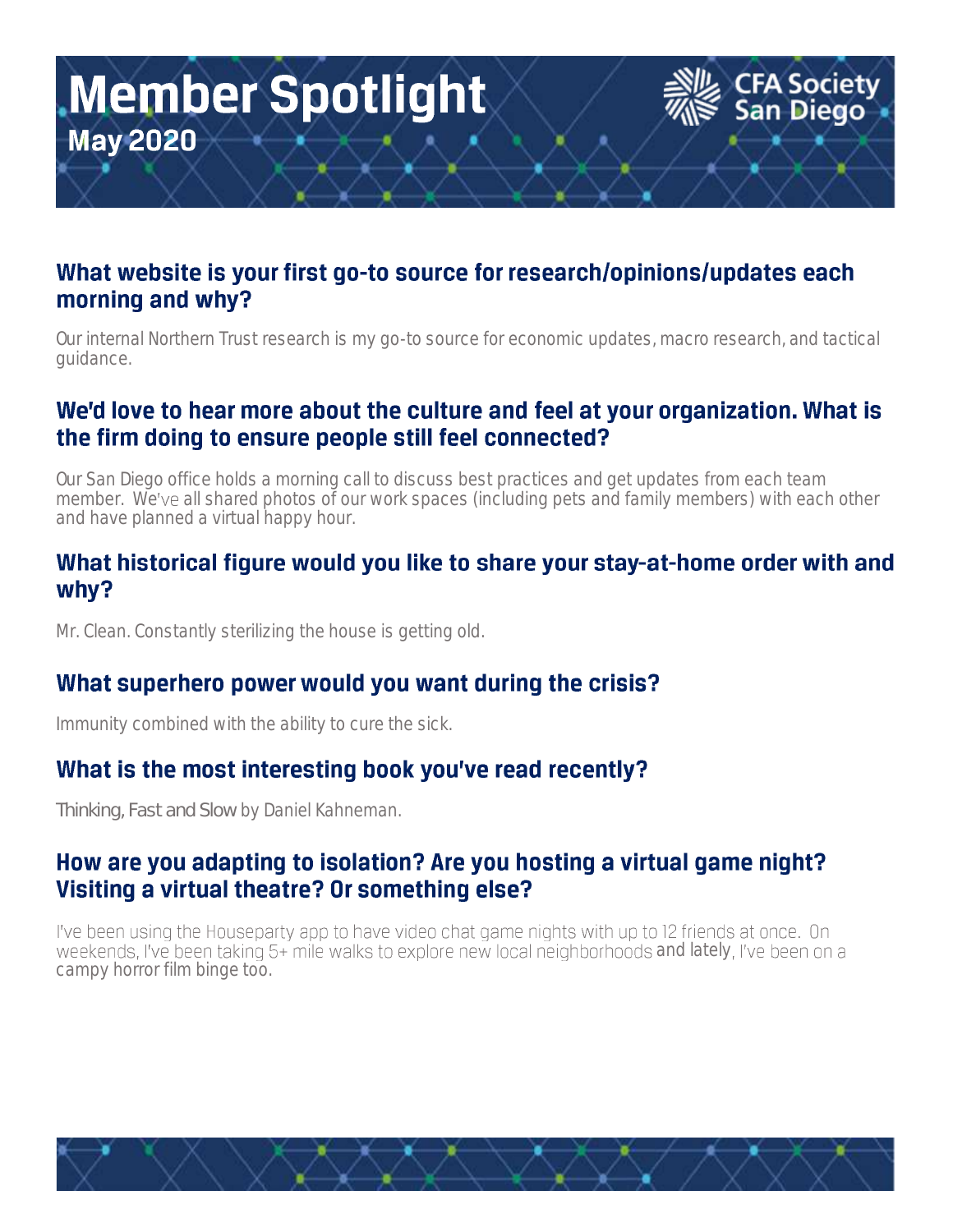# Member Spotlight

**May 2020**

CFA Society San Diego

## What website is your first go-to source for research/opinions/updates each morning and why?

Our internal Northern Trust research is my go-to source for economic updates, macro research, and tactical guidance.

## We'd love to hear more about the culture and feel at your organization. What is the firm doing to ensure people still feel connected?

Our San Diego office holds a morning call to discuss best practices and get updates from each team member. We've all shared photos of our work spaces (including pets and family members) with each other and have planned a virtual happy hour.

## What historical figure would you like to share your stay-at-home order with and why?

Mr. Clean. Constantly sterilizing the house is getting old.

## What superhero power would you want during the crisis?

Immunity combined with the ability to cure the sick.

## What is the most interesting book you've read recently?

*Thinking, Fast and Slow* by Daniel Kahneman.

## How are you adapting to isolation? Are you hosting a virtual game night? Visiting a virtual theatre? Or something else?

I've been using the Houseparty app to have video chat game nights with up to 12 friends at once. On weekends, I've been taking 5+ mile walks to explore new local neighborhoods and lately, I've been on a campy horror film binge too.